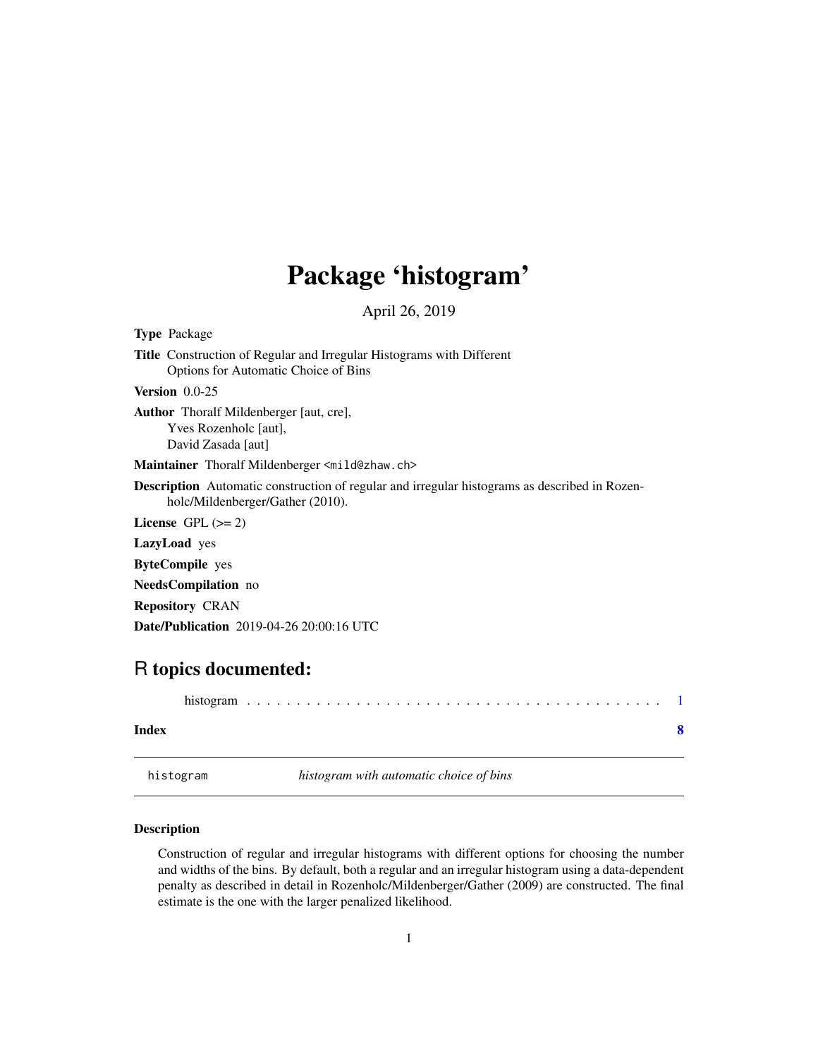# Package 'histogram'

April 26, 2019

**Type** Package

**Title** Construction of Regular and Irregular Histograms with Different Options for Automatic Choice of Bins

**Version** 0.0-25

**Author** Thoralf Mildenberger [aut, cre],
Yves Rozenholc [aut],
David Zasada [aut]

**Maintainer** Thoralf Mildenberger <mild@zhaw.ch>

**Description** Automatic construction of regular and irregular histograms as described in Rozenholc/Mildenberger/Gather (2010).

**License** GPL (>= 2)

**LazyLoad** yes

**ByteCompile** yes

**NeedsCompilation** no

**Repository** CRAN

**Date/Publication** 2019-04-26 20:00:16 UTC

## R topics documented:

histogram . . . . . . . . . . . . . . . . . . . . . . . . . . . . . . . . . . . . . . . . . . 1

**Index** **8**

---

`histogram` *histogram with automatic choice of bins*

---

### Description

Construction of regular and irregular histograms with different options for choosing the number and widths of the bins. By default, both a regular and an irregular histogram using a data-dependent penalty as described in detail in Rozenholc/Mildenberger/Gather (2009) are constructed. The final estimate is the one with the larger penalized likelihood.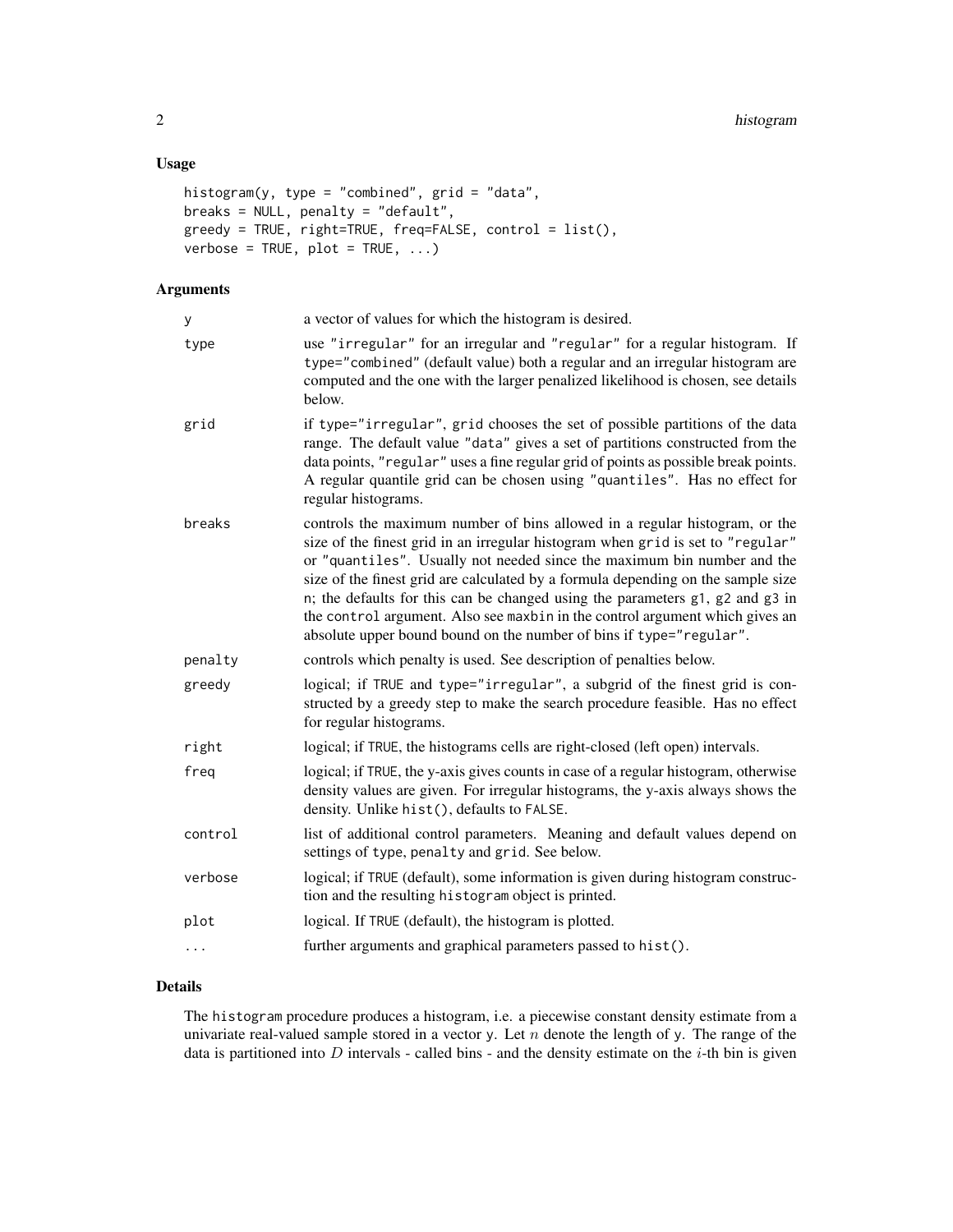## Usage

```
histogram(y, type = "combined", grid = "data",
breaks = NULL, penalty = "default",
greedy = TRUE, right=TRUE, freq=FALSE, control = list(),
verbose = TRUE, plot = TRUE, ...)
```

## Arguments

| | |
|---|---|
| y | a vector of values for which the histogram is desired. |
| type | use "irregular" for an irregular and "regular" for a regular histogram. If type="combined" (default value) both a regular and an irregular histogram are computed and the one with the larger penalized likelihood is chosen, see details below. |
| grid | if type="irregular", grid chooses the set of possible partitions of the data range. The default value "data" gives a set of partitions constructed from the data points, "regular" uses a fine regular grid of points as possible break points. A regular quantile grid can be chosen using "quantiles". Has no effect for regular histograms. |
| breaks | controls the maximum number of bins allowed in a regular histogram, or the size of the finest grid in an irregular histogram when grid is set to "regular" or "quantiles". Usually not needed since the maximum bin number and the size of the finest grid are calculated by a formula depending on the sample size n; the defaults for this can be changed using the parameters g1, g2 and g3 in the control argument. Also see maxbin in the control argument which gives an absolute upper bound bound on the number of bins if type="regular". |
| penalty | controls which penalty is used. See description of penalties below. |
| greedy | logical; if TRUE and type="irregular", a subgrid of the finest grid is constructed by a greedy step to make the search procedure feasible. Has no effect for regular histograms. |
| right | logical; if TRUE, the histograms cells are right-closed (left open) intervals. |
| freq | logical; if TRUE, the y-axis gives counts in case of a regular histogram, otherwise density values are given. For irregular histograms, the y-axis always shows the density. Unlike hist(), defaults to FALSE. |
| control | list of additional control parameters. Meaning and default values depend on settings of type, penalty and grid. See below. |
| verbose | logical; if TRUE (default), some information is given during histogram construction and the resulting histogram object is printed. |
| plot | logical. If TRUE (default), the histogram is plotted. |
| ... | further arguments and graphical parameters passed to hist(). |

## Details

The histogram procedure produces a histogram, i.e. a piecewise constant density estimate from a univariate real-valued sample stored in a vector y. Let $n$ denote the length of y. The range of the data is partitioned into $D$ intervals - called bins - and the density estimate on the $i$-th bin is given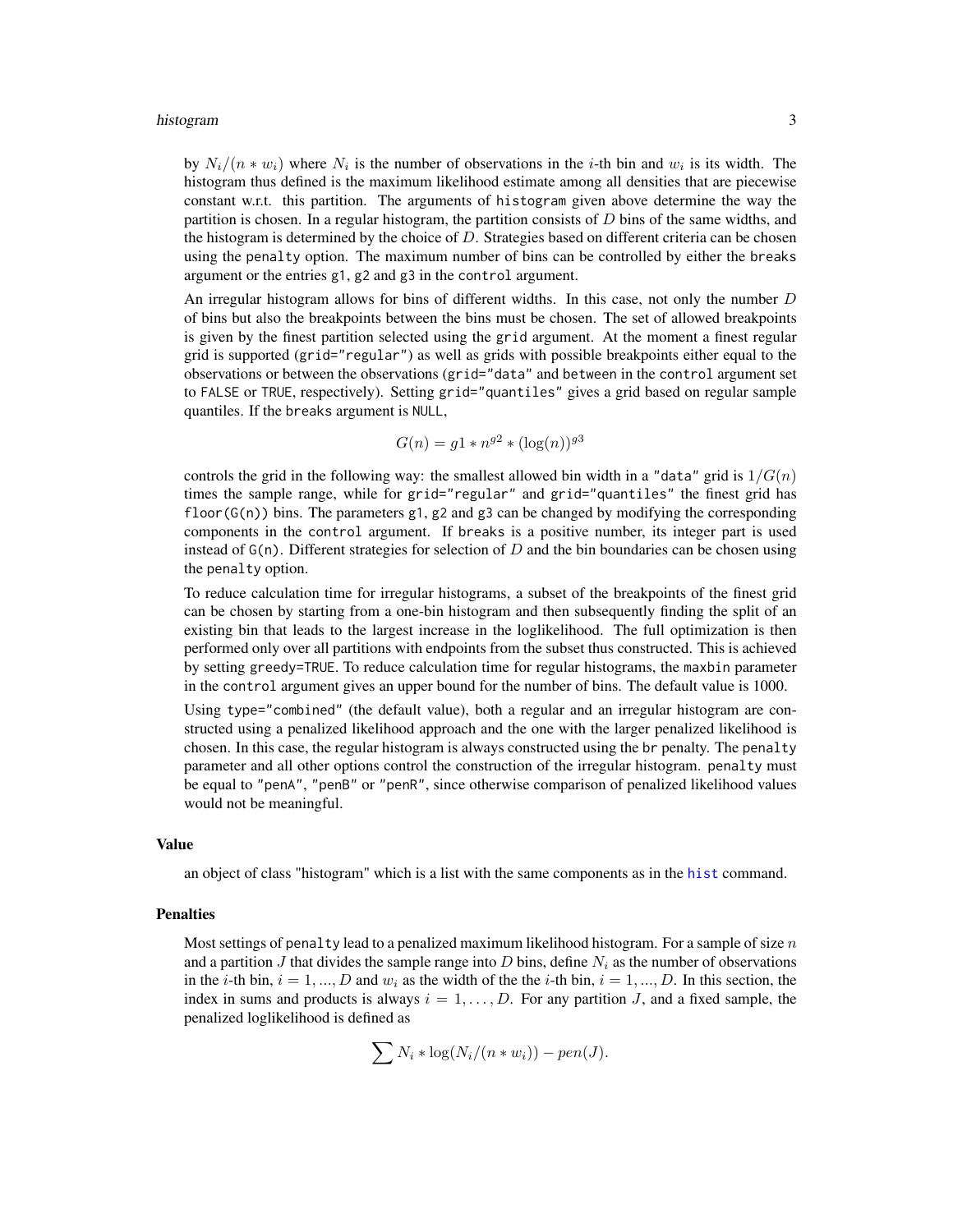by $N_i/(n * w_i)$ where $N_i$ is the number of observations in the $i$-th bin and $w_i$ is its width. The histogram thus defined is the maximum likelihood estimate among all densities that are piecewise constant w.r.t. this partition. The arguments of `histogram` given above determine the way the partition is chosen. In a regular histogram, the partition consists of $D$ bins of the same widths, and the histogram is determined by the choice of $D$. Strategies based on different criteria can be chosen using the `penalty` option. The maximum number of bins can be controlled by either the `breaks` argument or the entries `g1`, `g2` and `g3` in the `control` argument.

An irregular histogram allows for bins of different widths. In this case, not only the number $D$ of bins but also the breakpoints between the bins must be chosen. The set of allowed breakpoints is given by the finest partition selected using the `grid` argument. At the moment a finest regular grid is supported (`grid="regular"`) as well as grids with possible breakpoints either equal to the observations or between the observations (`grid="data"` and `between` in the `control` argument set to `FALSE` or `TRUE`, respectively). Setting `grid="quantiles"` gives a grid based on regular sample quantiles. If the `breaks` argument is `NULL`,

$$G(n) = g1 * n^{g2} * (\log(n))^{g3}$$

controls the grid in the following way: the smallest allowed bin width in a `"data"` grid is $1/G(n)$ times the sample range, while for `grid="regular"` and `grid="quantiles"` the finest grid has `floor(G(n))` bins. The parameters `g1`, `g2` and `g3` can be changed by modifying the corresponding components in the `control` argument. If `breaks` is a positive number, its integer part is used instead of `G(n)`. Different strategies for selection of $D$ and the bin boundaries can be chosen using the `penalty` option.

To reduce calculation time for irregular histograms, a subset of the breakpoints of the finest grid can be chosen by starting from a one-bin histogram and then subsequently finding the split of an existing bin that leads to the largest increase in the loglikelihood. The full optimization is then performed only over all partitions with endpoints from the subset thus constructed. This is achieved by setting `greedy=TRUE`. To reduce calculation time for regular histograms, the `maxbin` parameter in the `control` argument gives an upper bound for the number of bins. The default value is 1000.

Using `type="combined"` (the default value), both a regular and an irregular histogram are constructed using a penalized likelihood approach and the one with the larger penalized likelihood is chosen. In this case, the regular histogram is always constructed using the `br` penalty. The `penalty` parameter and all other options control the construction of the irregular histogram. `penalty` must be equal to `"penA"`, `"penB"` or `"penR"`, since otherwise comparison of penalized likelihood values would not be meaningful.

## Value

an object of class "histogram" which is a list with the same components as in the `hist` command.

## Penalties

Most settings of `penalty` lead to a penalized maximum likelihood histogram. For a sample of size $n$ and a partition $J$ that divides the sample range into $D$ bins, define $N_i$ as the number of observations in the $i$-th bin, $i = 1, ..., D$ and $w_i$ as the width of the the $i$-th bin, $i = 1, ..., D$. In this section, the index in sums and products is always $i = 1, \ldots, D$. For any partition $J$, and a fixed sample, the penalized loglikelihood is defined as

$$\sum N_i * \log(N_i/(n * w_i)) - pen(J).$$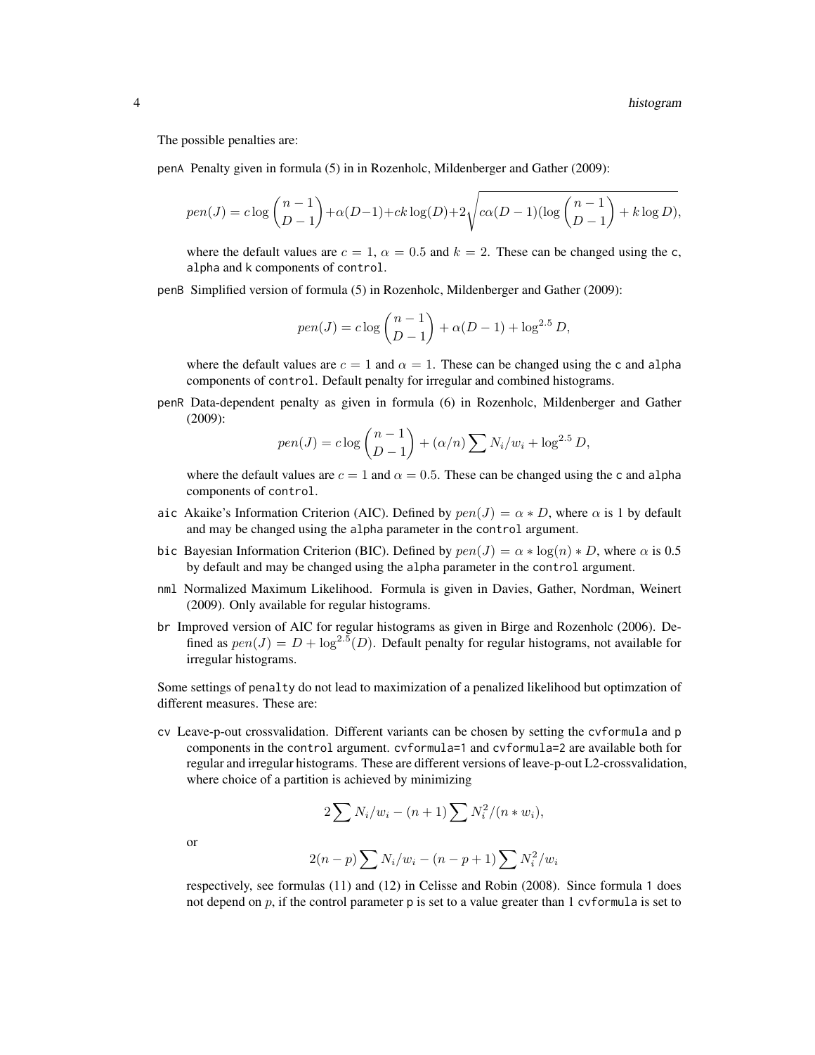The possible penalties are:

`penA` Penalty given in formula (5) in in Rozenholc, Mildenberger and Gather (2009):

$$pen(J) = c \log \binom{n-1}{D-1} + \alpha(D-1) + ck \log(D) + 2\sqrt{c\alpha(D-1)(\log \binom{n-1}{D-1} + k \log D)},$$

where the default values are $c = 1$, $\alpha = 0.5$ and $k = 2$. These can be changed using the `c`, `alpha` and `k` components of `control`.

`penB` Simplified version of formula (5) in Rozenholc, Mildenberger and Gather (2009):

$$pen(J) = c \log \binom{n-1}{D-1} + \alpha(D-1) + \log^{2.5} D,$$

where the default values are $c = 1$ and $\alpha = 1$. These can be changed using the `c` and `alpha` components of `control`. Default penalty for irregular and combined histograms.

`penR` Data-dependent penalty as given in formula (6) in Rozenholc, Mildenberger and Gather (2009):

$$pen(J) = c \log \binom{n-1}{D-1} + (\alpha/n) \sum N_i/w_i + \log^{2.5} D,$$

where the default values are $c = 1$ and $\alpha = 0.5$. These can be changed using the `c` and `alpha` components of `control`.

`aic` Akaike's Information Criterion (AIC). Defined by $pen(J) = \alpha * D$, where $\alpha$ is 1 by default and may be changed using the `alpha` parameter in the `control` argument.

`bic` Bayesian Information Criterion (BIC). Defined by $pen(J) = \alpha * \log(n) * D$, where $\alpha$ is 0.5 by default and may be changed using the `alpha` parameter in the `control` argument.

`nml` Normalized Maximum Likelihood. Formula is given in Davies, Gather, Nordman, Weinert (2009). Only available for regular histograms.

`br` Improved version of AIC for regular histograms as given in Birge and Rozenholc (2006). Defined as $pen(J) = D + \log^{2.5}(D)$. Default penalty for regular histograms, not available for irregular histograms.

Some settings of `penalty` do not lead to maximization of a penalized likelihood but optimzation of different measures. These are:

`cv` Leave-p-out crossvalidation. Different variants can be chosen by setting the `cvformula` and `p` components in the `control` argument. `cvformula=1` and `cvformula=2` are available both for regular and irregular histograms. These are different versions of leave-p-out L2-crossvalidation, where choice of a partition is achieved by minimizing

$$2 \sum N_i/w_i - (n+1) \sum N_i^2/(n * w_i),$$

or

$$2(n-p) \sum N_i/w_i - (n-p+1) \sum N_i^2/w_i$$

respectively, see formulas (11) and (12) in Celisse and Robin (2008). Since formula `1` does not depend on $p$, if the control parameter `p` is set to a value greater than `1` `cvformula` is set to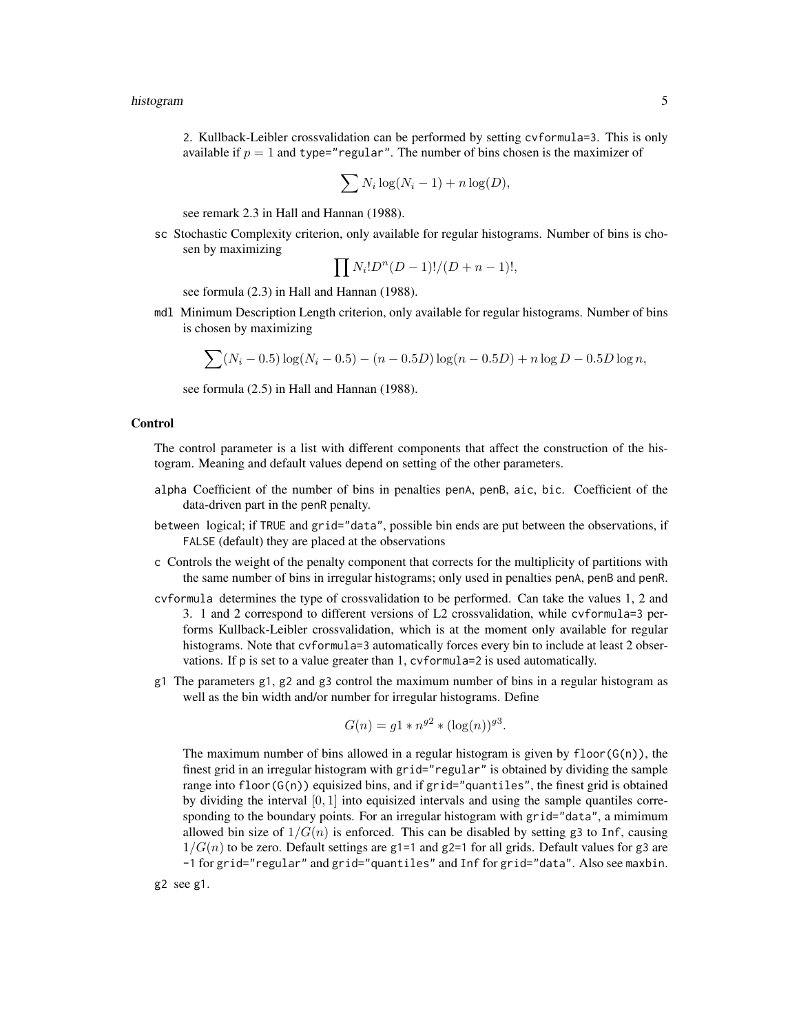2. Kullback-Leibler crossvalidation can be performed by setting `cvformula=3`. This is only available if $p = 1$ and `type="regular"`. The number of bins chosen is the maximizer of

$$\sum N_i \log(N_i - 1) + n \log(D),$$

see remark 2.3 in Hall and Hannan (1988).

`sc` Stochastic Complexity criterion, only available for regular histograms. Number of bins is chosen by maximizing

$$\prod N_i! D^n (D-1)!/(D+n-1)!,$$

see formula (2.3) in Hall and Hannan (1988).

`mdl` Minimum Description Length criterion, only available for regular histograms. Number of bins is chosen by maximizing

$$\sum (N_i - 0.5)\log(N_i - 0.5) - (n - 0.5D)\log(n - 0.5D) + n\log D - 0.5D\log n,$$

see formula (2.5) in Hall and Hannan (1988).

### Control

The control parameter is a list with different components that affect the construction of the histogram. Meaning and default values depend on setting of the other parameters.

`alpha` Coefficient of the number of bins in penalties `penA`, `penB`, `aic`, `bic`. Coefficient of the data-driven part in the `penR` penalty.

`between` logical; if `TRUE` and `grid="data"`, possible bin ends are put between the observations, if `FALSE` (default) they are placed at the observations

`c` Controls the weight of the penalty component that corrects for the multiplicity of partitions with the same number of bins in irregular histograms; only used in penalties `penA`, `penB` and `penR`.

`cvformula` determines the type of crossvalidation to be performed. Can take the values 1, 2 and 3. 1 and 2 correspond to different versions of L2 crossvalidation, while `cvformula=3` performs Kullback-Leibler crossvalidation, which is at the moment only available for regular histograms. Note that `cvformula=3` automatically forces every bin to include at least 2 observations. If `p` is set to a value greater than 1, `cvformula=2` is used automatically.

`g1` The parameters `g1`, `g2` and `g3` control the maximum number of bins in a regular histogram as well as the bin width and/or number for irregular histograms. Define

$$G(n) = g1 * n^{g2} * (\log(n))^{g3}.$$

The maximum number of bins allowed in a regular histogram is given by `floor(G(n))`, the finest grid in an irregular histogram with `grid="regular"` is obtained by dividing the sample range into `floor(G(n))` equisized bins, and if `grid="quantiles"`, the finest grid is obtained by dividing the interval $[0,1]$ into equisized intervals and using the sample quantiles corresponding to the boundary points. For an irregular histogram with `grid="data"`, a mimimum allowed bin size of $1/G(n)$ is enforced. This can be disabled by setting `g3` to `Inf`, causing $1/G(n)$ to be zero. Default settings are `g1=1` and `g2=1` for all grids. Default values for `g3` are `-1` for `grid="regular"` and `grid="quantiles"` and `Inf` for `grid="data"`. Also see `maxbin`.

`g2` see `g1`.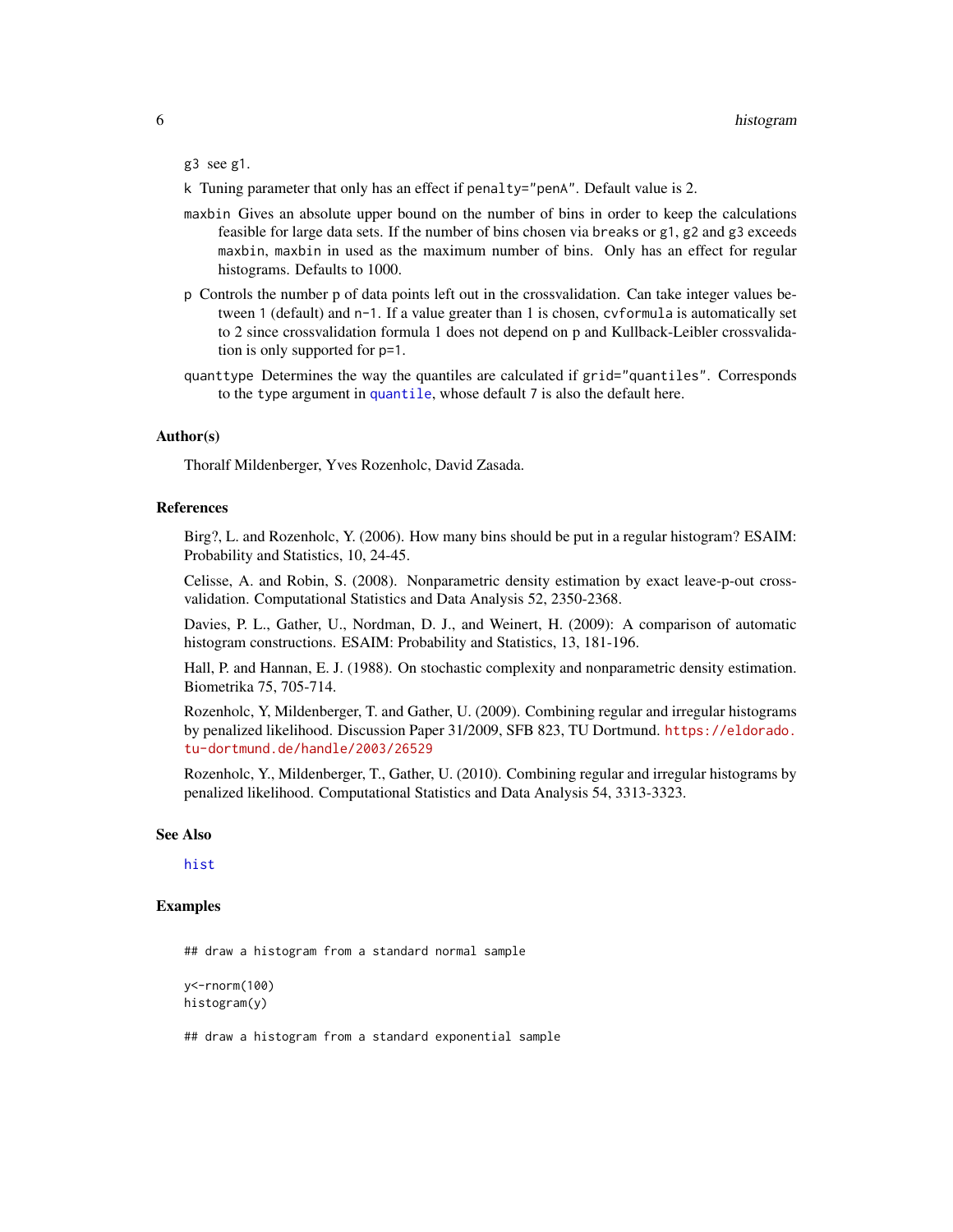g3 see g1.

k Tuning parameter that only has an effect if penalty="penA". Default value is 2.

maxbin Gives an absolute upper bound on the number of bins in order to keep the calculations feasible for large data sets. If the number of bins chosen via breaks or g1, g2 and g3 exceeds maxbin, maxbin in used as the maximum number of bins. Only has an effect for regular histograms. Defaults to 1000.

p Controls the number p of data points left out in the crossvalidation. Can take integer values between 1 (default) and n-1. If a value greater than 1 is chosen, cvformula is automatically set to 2 since crossvalidation formula 1 does not depend on p and Kullback-Leibler crossvalidation is only supported for p=1.

quanttype Determines the way the quantiles are calculated if grid="quantiles". Corresponds to the type argument in quantile, whose default 7 is also the default here.

## Author(s)

Thoralf Mildenberger, Yves Rozenholc, David Zasada.

## References

Birg?, L. and Rozenholc, Y. (2006). How many bins should be put in a regular histogram? ESAIM: Probability and Statistics, 10, 24-45.

Celisse, A. and Robin, S. (2008). Nonparametric density estimation by exact leave-p-out cross-validation. Computational Statistics and Data Analysis 52, 2350-2368.

Davies, P. L., Gather, U., Nordman, D. J., and Weinert, H. (2009): A comparison of automatic histogram constructions. ESAIM: Probability and Statistics, 13, 181-196.

Hall, P. and Hannan, E. J. (1988). On stochastic complexity and nonparametric density estimation. Biometrika 75, 705-714.

Rozenholc, Y, Mildenberger, T. and Gather, U. (2009). Combining regular and irregular histograms by penalized likelihood. Discussion Paper 31/2009, SFB 823, TU Dortmund. https://eldorado.tu-dortmund.de/handle/2003/26529

Rozenholc, Y., Mildenberger, T., Gather, U. (2010). Combining regular and irregular histograms by penalized likelihood. Computational Statistics and Data Analysis 54, 3313-3323.

## See Also

hist

## Examples

```
## draw a histogram from a standard normal sample

y<-rnorm(100)
histogram(y)

## draw a histogram from a standard exponential sample
```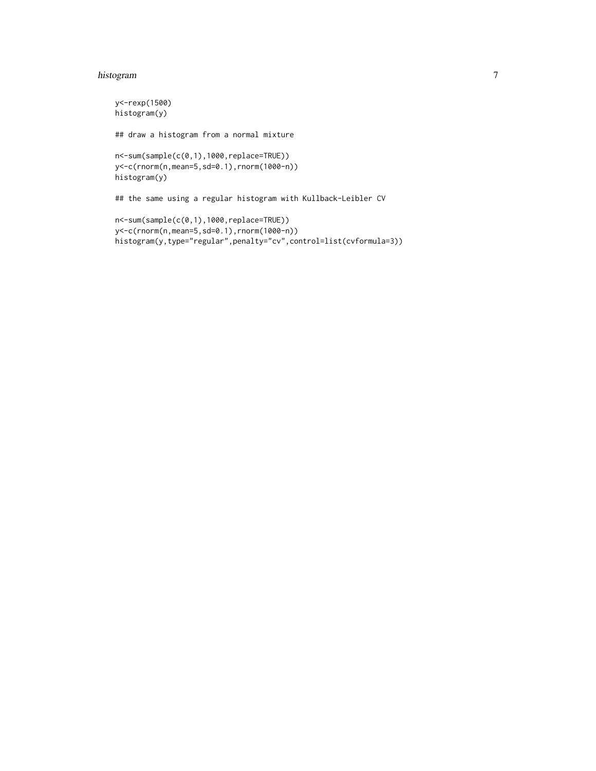```
y<-rexp(1500)
histogram(y)

## draw a histogram from a normal mixture

n<-sum(sample(c(0,1),1000,replace=TRUE))
y<-c(rnorm(n,mean=5,sd=0.1),rnorm(1000-n))
histogram(y)

## the same using a regular histogram with Kullback-Leibler CV

n<-sum(sample(c(0,1),1000,replace=TRUE))
y<-c(rnorm(n,mean=5,sd=0.1),rnorm(1000-n))
histogram(y,type="regular",penalty="cv",control=list(cvformula=3))
```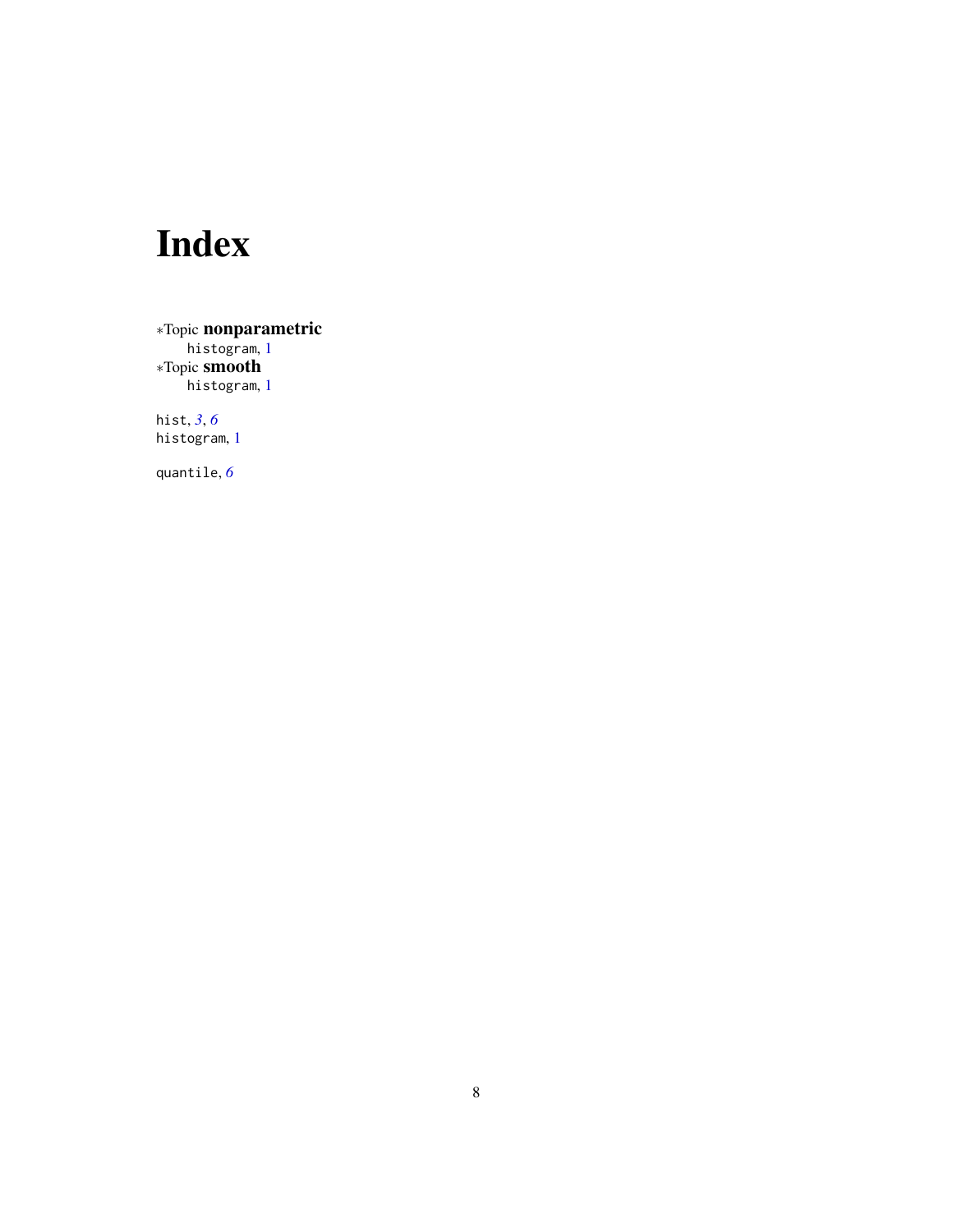# Index

∗Topic **nonparametric**
  `histogram`, 1
∗Topic **smooth**
  `histogram`, 1

`hist`, *3*, *6*
`histogram`, 1

`quantile`, *6*